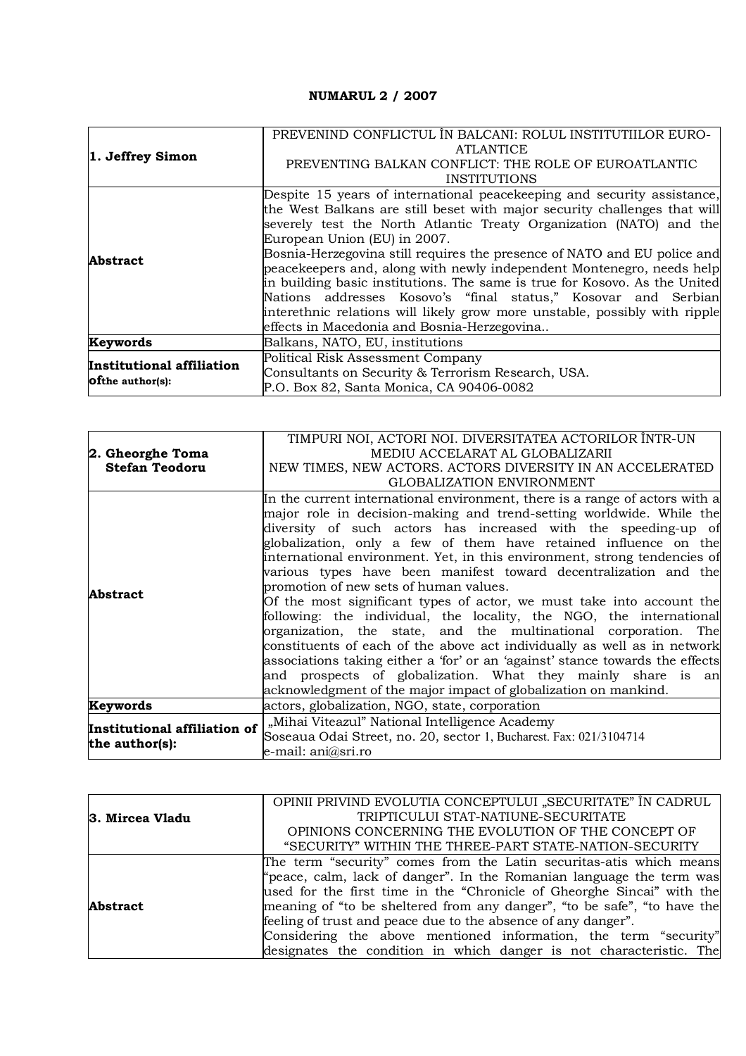**NUMARUL 2 / 2007**

| **1. Jeffrey Simon** | PREVENIND CONFLICTUL ÎN BALCANI: ROLUL INSTITUTIILOR EURO-ATLANTICE<br>PREVENTING BALKAN CONFLICT: THE ROLE OF EUROATLANTIC INSTITUTIONS |
|---|---|
| **Abstract** | Despite 15 years of international peacekeeping and security assistance, the West Balkans are still beset with major security challenges that will severely test the North Atlantic Treaty Organization (NATO) and the European Union (EU) in 2007.<br>Bosnia-Herzegovina still requires the presence of NATO and EU police and peacekeepers and, along with newly independent Montenegro, needs help in building basic institutions. The same is true for Kosovo. As the United Nations addresses Kosovo's "final status," Kosovar and Serbian interethnic relations will likely grow more unstable, possibly with ripple effects in Macedonia and Bosnia-Herzegovina.. |
| **Keywords** | Balkans, NATO, EU, institutions |
| **Institutional affiliation ofthe author(s):** | Political Risk Assessment Company<br>Consultants on Security & Terrorism Research, USA.<br>P.O. Box 82, Santa Monica, CA 90406-0082 |

| **2. Gheorghe Toma<br>Stefan Teodoru** | TIMPURI NOI, ACTORI NOI. DIVERSITATEA ACTORILOR ÎNTR-UN MEDIU ACCELARAT AL GLOBALIZARII<br>NEW TIMES, NEW ACTORS. ACTORS DIVERSITY IN AN ACCELERATED GLOBALIZATION ENVIRONMENT |
|---|---|
| **Abstract** | In the current international environment, there is a range of actors with a major role in decision-making and trend-setting worldwide. While the diversity of such actors has increased with the speeding-up of globalization, only a few of them have retained influence on the international environment. Yet, in this environment, strong tendencies of various types have been manifest toward decentralization and the promotion of new sets of human values.<br>Of the most significant types of actor, we must take into account the following: the individual, the locality, the NGO, the international organization, the state, and the multinational corporation. The constituents of each of the above act individually as well as in network associations taking either a 'for' or an 'against' stance towards the effects and prospects of globalization. What they mainly share is an acknowledgment of the major impact of globalization on mankind. |
| **Keywords** | actors, globalization, NGO, state, corporation |
| **Institutional affiliation of the author(s):** | „Mihai Viteazul" National Intelligence Academy<br>Soseaua Odai Street, no. 20, sector 1, Bucharest. Fax: 021/3104714<br>e-mail: ani@sri.ro |

| **3. Mircea Vladu** | OPINII PRIVIND EVOLUTIA CONCEPTULUI „SECURITATE" ÎN CADRUL TRIPTICULUI STAT-NATIUNE-SECURITATE<br>OPINIONS CONCERNING THE EVOLUTION OF THE CONCEPT OF "SECURITY" WITHIN THE THREE-PART STATE-NATION-SECURITY |
|---|---|
| **Abstract** | The term "security" comes from the Latin securitas-atis which means "peace, calm, lack of danger". In the Romanian language the term was used for the first time in the "Chronicle of Gheorghe Sincai" with the meaning of "to be sheltered from any danger", "to be safe", "to have the feeling of trust and peace due to the absence of any danger".<br>Considering the above mentioned information, the term "security" designates the condition in which danger is not characteristic. The |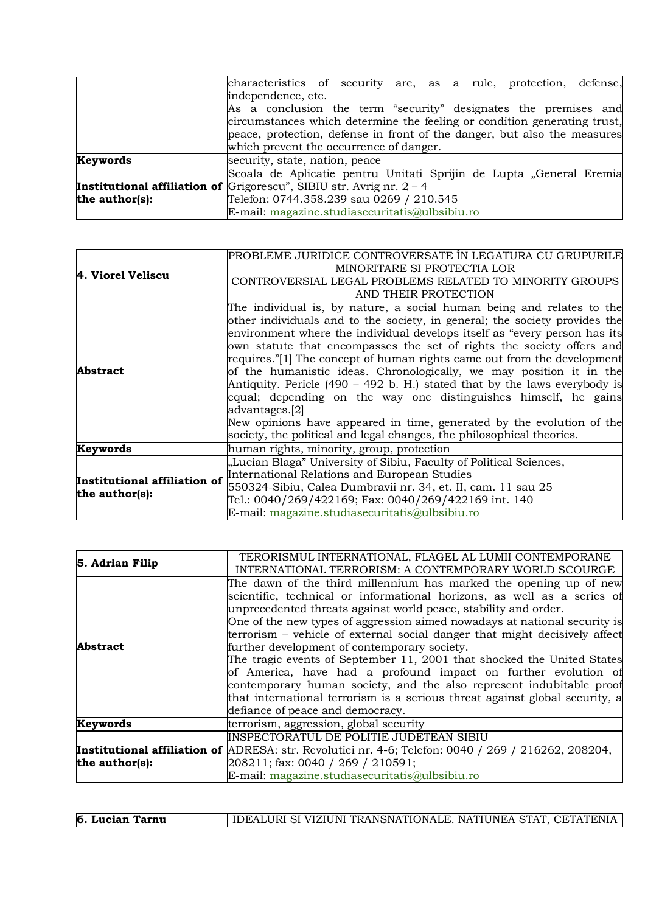| | |
|---|---|
| | characteristics of security are, as a rule, protection, defense, independence, etc.<br>As a conclusion the term "security" designates the premises and circumstances which determine the feeling or condition generating trust, peace, protection, defense in front of the danger, but also the measures which prevent the occurrence of danger. |
| **Keywords** | security, state, nation, peace |
| **Institutional affiliation of the author(s):** | Scoala de Aplicatie pentru Unitati Sprijin de Lupta „General Eremia Grigorescu", SIBIU str. Avrig nr. 2 – 4<br>Telefon: 0744.358.239 sau 0269 / 210.545<br>E-mail: magazine.studiasecuritatis@ulbsibiu.ro |

| **4. Viorel Veliscu** | PROBLEME JURIDICE CONTROVERSATE ÎN LEGATURA CU GRUPURILE MINORITARE SI PROTECTIA LOR<br>CONTROVERSIAL LEGAL PROBLEMS RELATED TO MINORITY GROUPS AND THEIR PROTECTION |
|---|---|
| **Abstract** | The individual is, by nature, a social human being and relates to the other individuals and to the society, in general; the society provides the environment where the individual develops itself as "every person has its own statute that encompasses the set of rights the society offers and requires."[1] The concept of human rights came out from the development of the humanistic ideas. Chronologically, we may position it in the Antiquity. Pericle (490 – 492 b. H.) stated that by the laws everybody is equal; depending on the way one distinguishes himself, he gains advantages.[2]<br>New opinions have appeared in time, generated by the evolution of the society, the political and legal changes, the philosophical theories. |
| **Keywords** | human rights, minority, group, protection |
| **Institutional affiliation of the author(s):** | „Lucian Blaga" University of Sibiu, Faculty of Political Sciences, International Relations and European Studies<br>550324-Sibiu, Calea Dumbravii nr. 34, et. II, cam. 11 sau 25<br>Tel.: 0040/269/422169; Fax: 0040/269/422169 int. 140<br>E-mail: magazine.studiasecuritatis@ulbsibiu.ro |

| **5. Adrian Filip** | TERORISMUL INTERNATIONAL, FLAGEL AL LUMII CONTEMPORANE<br>INTERNATIONAL TERRORISM: A CONTEMPORARY WORLD SCOURGE |
|---|---|
| **Abstract** | The dawn of the third millennium has marked the opening up of new scientific, technical or informational horizons, as well as a series of unprecedented threats against world peace, stability and order.<br>One of the new types of aggression aimed nowadays at national security is terrorism – vehicle of external social danger that might decisively affect further development of contemporary society.<br>The tragic events of September 11, 2001 that shocked the United States of America, have had a profound impact on further evolution of contemporary human society, and the also represent indubitable proof that international terrorism is a serious threat against global security, a defiance of peace and democracy. |
| **Keywords** | terrorism, aggression, global security |
| **Institutional affiliation of the author(s):** | INSPECTORATUL DE POLITIE JUDETEAN SIBIU<br>ADRESA: str. Revolutiei nr. 4-6; Telefon: 0040 / 269 / 216262, 208204, 208211; fax: 0040 / 269 / 210591;<br>E-mail: magazine.studiasecuritatis@ulbsibiu.ro |

| **6. Lucian Tarnu** | IDEALURI SI VIZIUNI TRANSNATIONALE. NATIUNEA STAT, CETATENIA |
|---|---|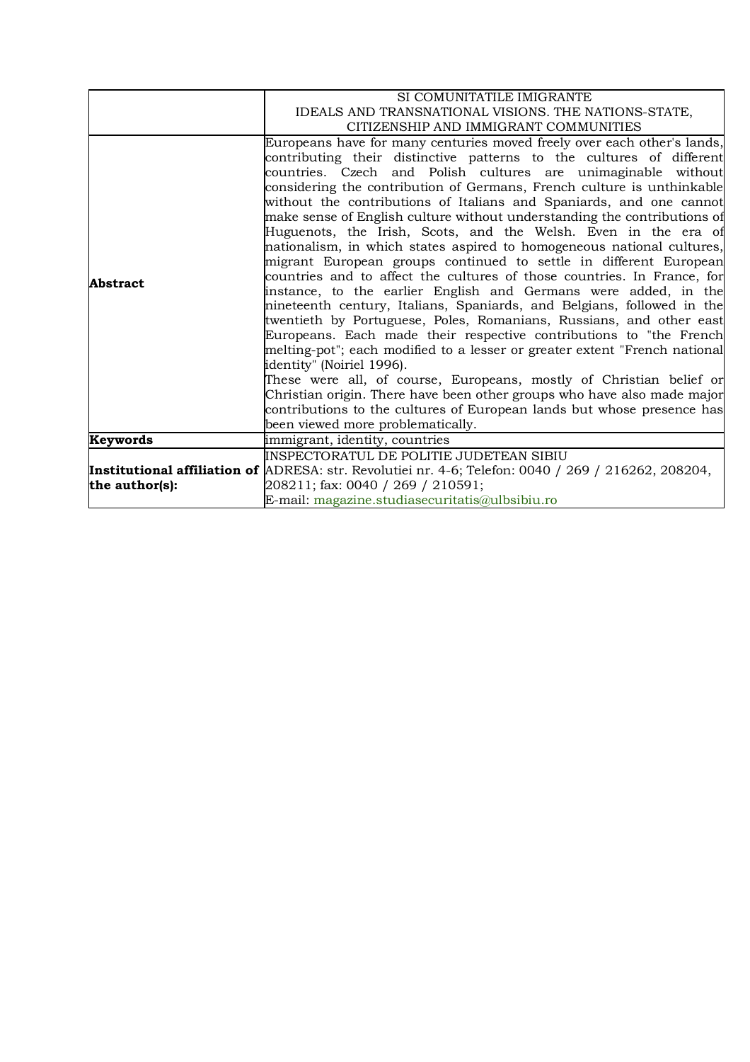| | |
|---|---|
| | SI COMUNITATILE IMIGRANTE<br>IDEALS AND TRANSNATIONAL VISIONS. THE NATIONS-STATE, CITIZENSHIP AND IMMIGRANT COMMUNITIES |
| **Abstract** | Europeans have for many centuries moved freely over each other's lands, contributing their distinctive patterns to the cultures of different countries. Czech and Polish cultures are unimaginable without considering the contribution of Germans, French culture is unthinkable without the contributions of Italians and Spaniards, and one cannot make sense of English culture without understanding the contributions of Huguenots, the Irish, Scots, and the Welsh. Even in the era of nationalism, in which states aspired to homogeneous national cultures, migrant European groups continued to settle in different European countries and to affect the cultures of those countries. In France, for instance, to the earlier English and Germans were added, in the nineteenth century, Italians, Spaniards, and Belgians, followed in the twentieth by Portuguese, Poles, Romanians, Russians, and other east Europeans. Each made their respective contributions to "the French melting-pot"; each modified to a lesser or greater extent "French national identity" (Noiriel 1996).<br>These were all, of course, Europeans, mostly of Christian belief or Christian origin. There have been other groups who have also made major contributions to the cultures of European lands but whose presence has been viewed more problematically. |
| **Keywords** | immigrant, identity, countries |
| **Institutional affiliation of the author(s):** | INSPECTORATUL DE POLITIE JUDETEAN SIBIU<br>ADRESA: str. Revolutiei nr. 4-6; Telefon: 0040 / 269 / 216262, 208204, 208211; fax: 0040 / 269 / 210591;<br>E-mail: magazine.studiasecuritatis@ulbsibiu.ro |